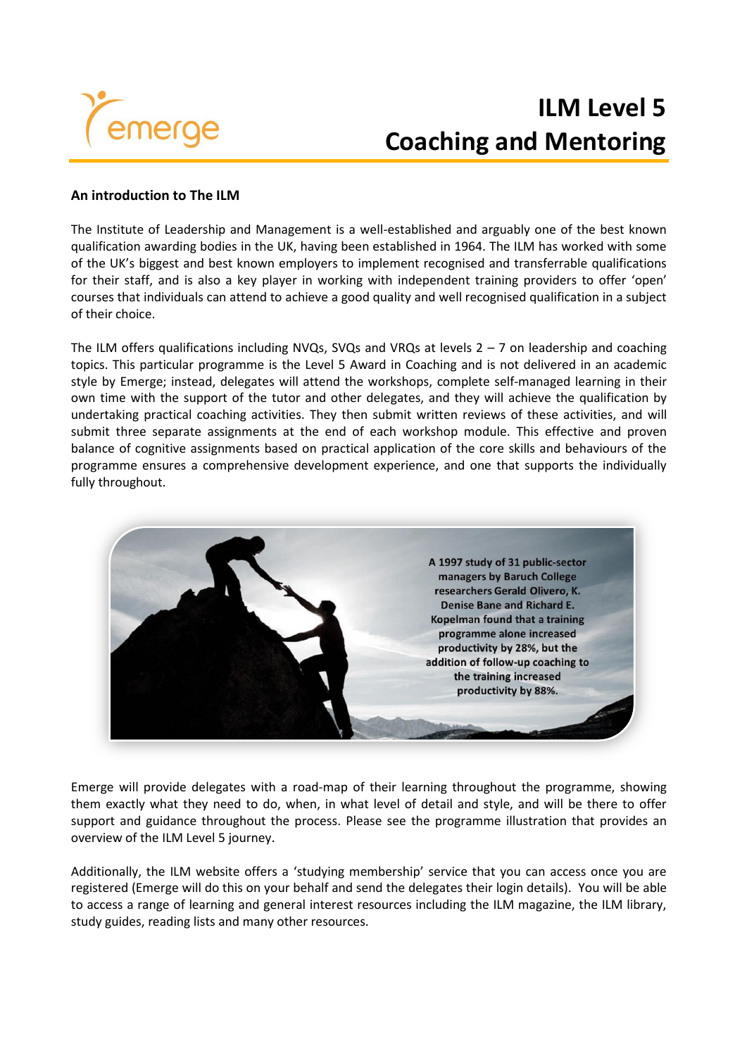# ILM Level 5 Coaching and Mentoring

### An introduction to The ILM

The Institute of Leadership and Management is a well-established and arguably one of the best known qualification awarding bodies in the UK, having been established in 1964. The ILM has worked with some of the UK's biggest and best known employers to implement recognised and transferrable qualifications for their staff, and is also a key player in working with independent training providers to offer 'open' courses that individuals can attend to achieve a good quality and well recognised qualification in a subject of their choice.

The ILM offers qualifications including NVQs, SVQs and VRQs at levels 2 – 7 on leadership and coaching topics. This particular programme is the Level 5 Award in Coaching and is not delivered in an academic style by Emerge; instead, delegates will attend the workshops, complete self-managed learning in their own time with the support of the tutor and other delegates, and they will achieve the qualification by undertaking practical coaching activities. They then submit written reviews of these activities, and will submit three separate assignments at the end of each workshop module. This effective and proven balance of cognitive assignments based on practical application of the core skills and behaviours of the programme ensures a comprehensive development experience, and one that supports the individually fully throughout.

**A 1997 study of 31 public-sector managers by Baruch College researchers Gerald Olivero, K. Denise Bane and Richard E. Kopelman found that a training programme alone increased productivity by 28%, but the addition of follow-up coaching to the training increased productivity by 88%.**

Emerge will provide delegates with a road-map of their learning throughout the programme, showing them exactly what they need to do, when, in what level of detail and style, and will be there to offer support and guidance throughout the process. Please see the programme illustration that provides an overview of the ILM Level 5 journey.

Additionally, the ILM website offers a 'studying membership' service that you can access once you are registered (Emerge will do this on your behalf and send the delegates their login details). You will be able to access a range of learning and general interest resources including the ILM magazine, the ILM library, study guides, reading lists and many other resources.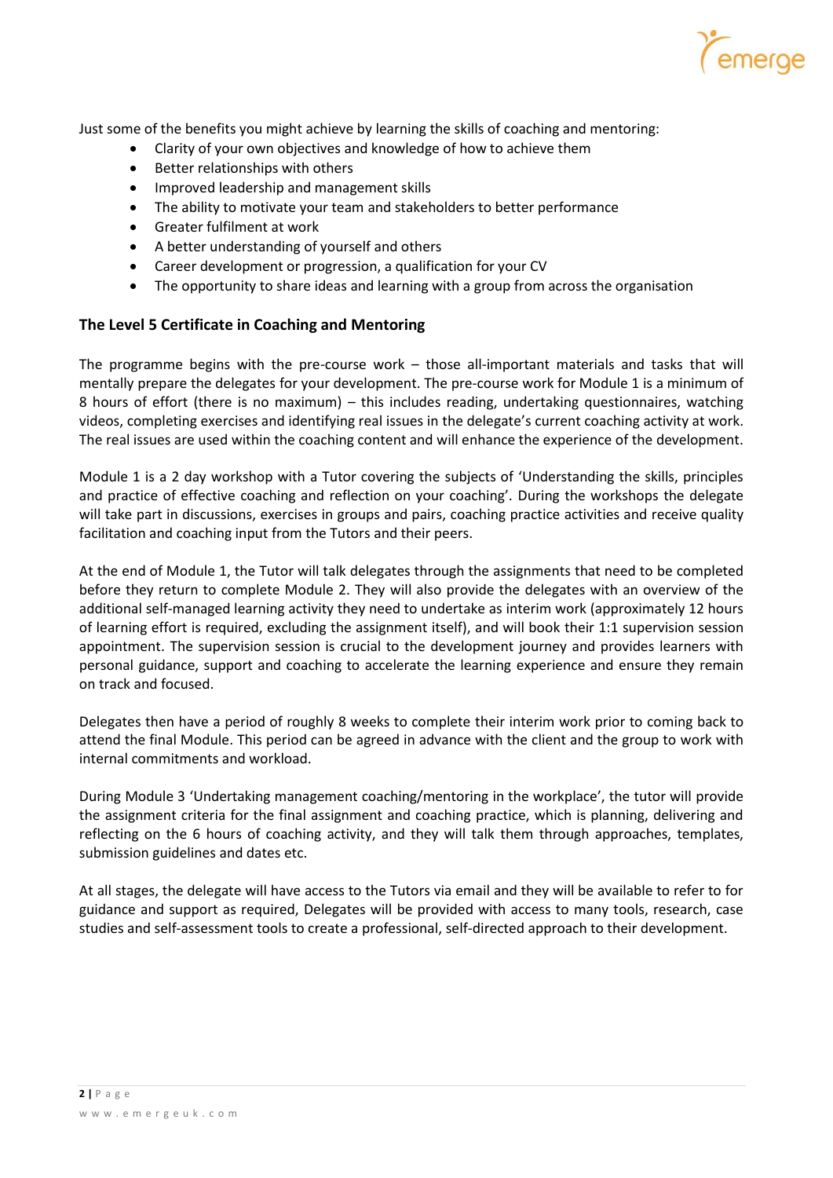Just some of the benefits you might achieve by learning the skills of coaching and mentoring:

- Clarity of your own objectives and knowledge of how to achieve them
- Better relationships with others
- Improved leadership and management skills
- The ability to motivate your team and stakeholders to better performance
- Greater fulfilment at work
- A better understanding of yourself and others
- Career development or progression, a qualification for your CV
- The opportunity to share ideas and learning with a group from across the organisation

## The Level 5 Certificate in Coaching and Mentoring

The programme begins with the pre-course work – those all-important materials and tasks that will mentally prepare the delegates for your development. The pre-course work for Module 1 is a minimum of 8 hours of effort (there is no maximum) – this includes reading, undertaking questionnaires, watching videos, completing exercises and identifying real issues in the delegate's current coaching activity at work. The real issues are used within the coaching content and will enhance the experience of the development.

Module 1 is a 2 day workshop with a Tutor covering the subjects of 'Understanding the skills, principles and practice of effective coaching and reflection on your coaching'. During the workshops the delegate will take part in discussions, exercises in groups and pairs, coaching practice activities and receive quality facilitation and coaching input from the Tutors and their peers.

At the end of Module 1, the Tutor will talk delegates through the assignments that need to be completed before they return to complete Module 2. They will also provide the delegates with an overview of the additional self-managed learning activity they need to undertake as interim work (approximately 12 hours of learning effort is required, excluding the assignment itself), and will book their 1:1 supervision session appointment. The supervision session is crucial to the development journey and provides learners with personal guidance, support and coaching to accelerate the learning experience and ensure they remain on track and focused.

Delegates then have a period of roughly 8 weeks to complete their interim work prior to coming back to attend the final Module. This period can be agreed in advance with the client and the group to work with internal commitments and workload.

During Module 3 'Undertaking management coaching/mentoring in the workplace', the tutor will provide the assignment criteria for the final assignment and coaching practice, which is planning, delivering and reflecting on the 6 hours of coaching activity, and they will talk them through approaches, templates, submission guidelines and dates etc.

At all stages, the delegate will have access to the Tutors via email and they will be available to refer to for guidance and support as required, Delegates will be provided with access to many tools, research, case studies and self-assessment tools to create a professional, self-directed approach to their development.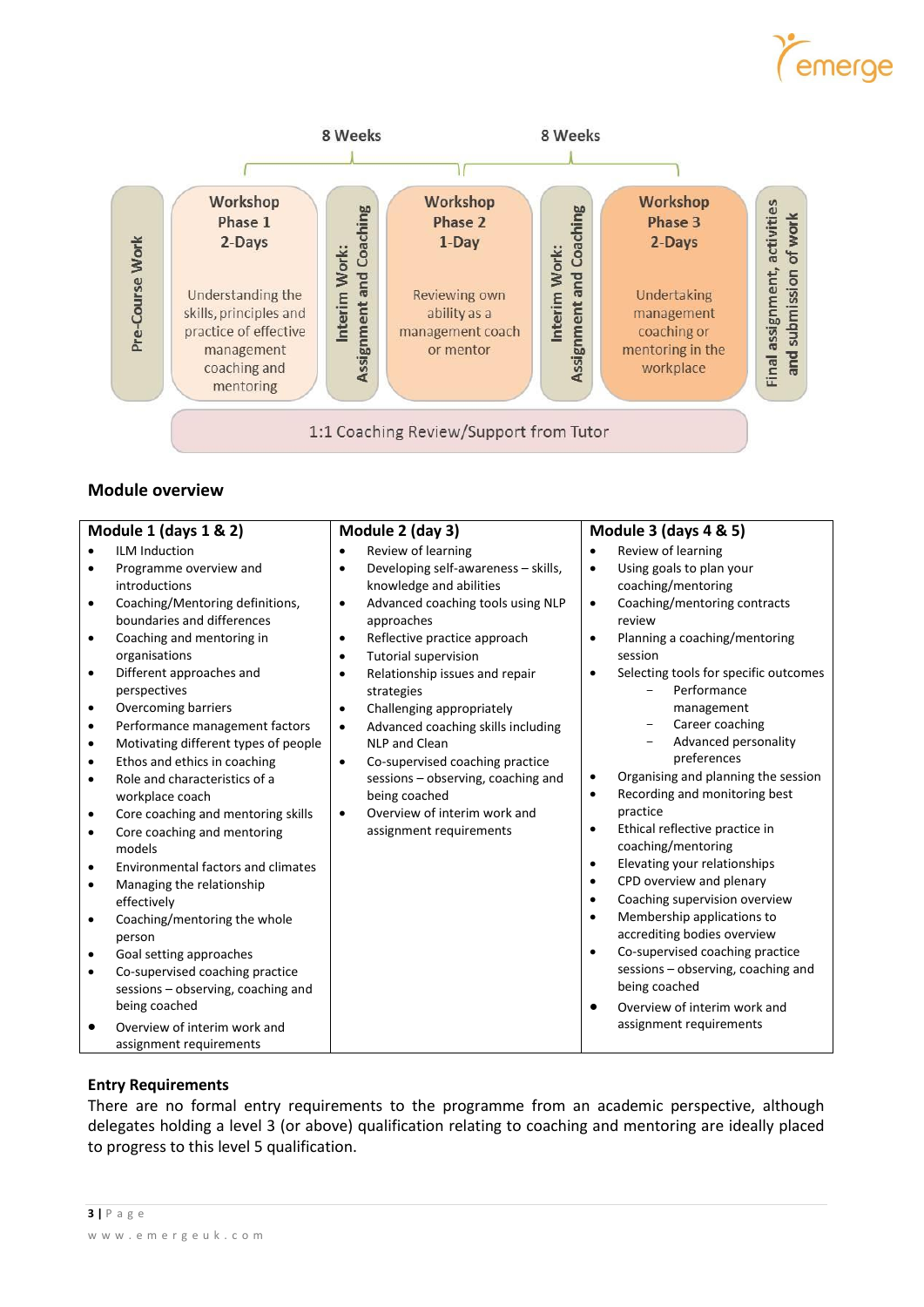8 Weeks | 8 Weeks

| Pre-Course Work | Workshop Phase 1 2-Days | Interim Work: Assignment and Coaching | Workshop Phase 2 1-Day | Interim Work: Assignment and Coaching | Workshop Phase 3 2-Days | Final assignment, activities and submission of work |
|---|---|---|---|---|---|---|
| | Understanding the skills, principles and practice of effective management coaching and mentoring | | Reviewing own ability as a management coach or mentor | | Undertaking management coaching or mentoring in the workplace | |

1:1 Coaching Review/Support from Tutor

## Module overview

| Module 1 (days 1 & 2) | Module 2 (day 3) | Module 3 (days 4 & 5) |
|---|---|---|
| • ILM Induction<br>• Programme overview and introductions<br>• Coaching/Mentoring definitions, boundaries and differences<br>• Coaching and mentoring in organisations<br>• Different approaches and perspectives<br>• Overcoming barriers<br>• Performance management factors<br>• Motivating different types of people<br>• Ethos and ethics in coaching<br>• Role and characteristics of a workplace coach<br>• Core coaching and mentoring skills<br>• Core coaching and mentoring models<br>• Environmental factors and climates<br>• Managing the relationship effectively<br>• Coaching/mentoring the whole person<br>• Goal setting approaches<br>• Co-supervised coaching practice sessions – observing, coaching and being coached<br>• Overview of interim work and assignment requirements | • Review of learning<br>• Developing self-awareness – skills, knowledge and abilities<br>• Advanced coaching tools using NLP approaches<br>• Reflective practice approach<br>• Tutorial supervision<br>• Relationship issues and repair strategies<br>• Challenging appropriately<br>• Advanced coaching skills including NLP and Clean<br>• Co-supervised coaching practice sessions – observing, coaching and being coached<br>• Overview of interim work and assignment requirements | • Review of learning<br>• Using goals to plan your coaching/mentoring<br>• Coaching/mentoring contracts review<br>• Planning a coaching/mentoring session<br>• Selecting tools for specific outcomes<br>  – Performance management<br>  – Career coaching<br>  – Advanced personality preferences<br>• Organising and planning the session<br>• Recording and monitoring best practice<br>• Ethical reflective practice in coaching/mentoring<br>• Elevating your relationships<br>• CPD overview and plenary<br>• Coaching supervision overview<br>• Membership applications to accrediting bodies overview<br>• Co-supervised coaching practice sessions – observing, coaching and being coached<br>• Overview of interim work and assignment requirements |

### Entry Requirements

There are no formal entry requirements to the programme from an academic perspective, although delegates holding a level 3 (or above) qualification relating to coaching and mentoring are ideally placed to progress to this level 5 qualification.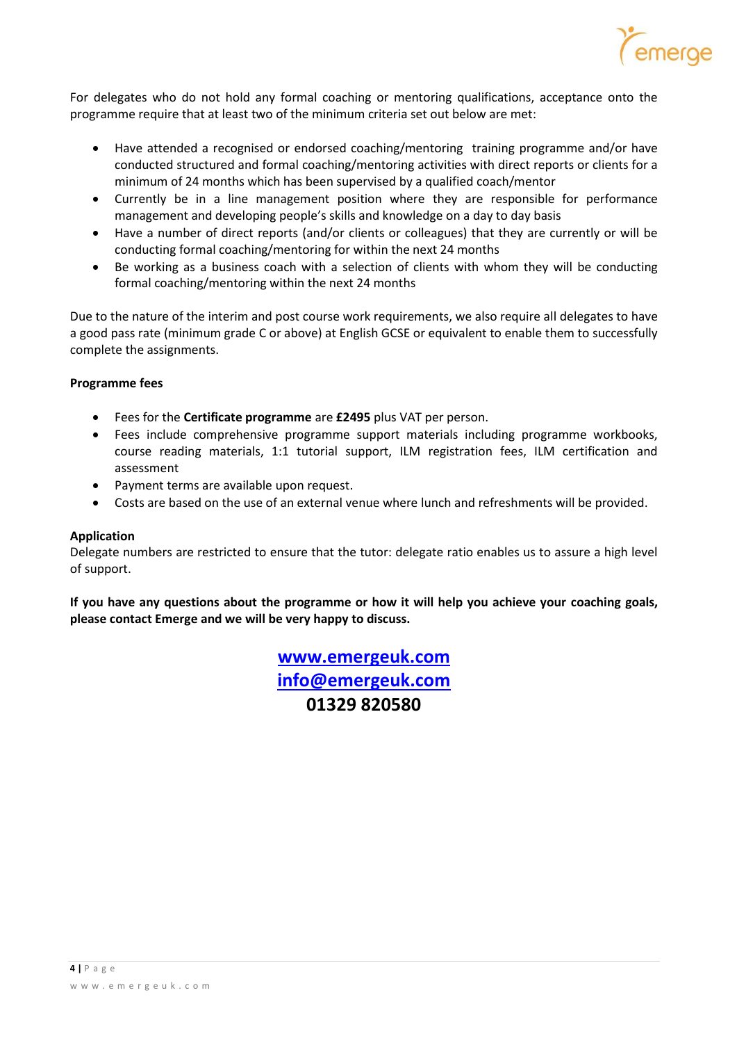For delegates who do not hold any formal coaching or mentoring qualifications, acceptance onto the programme require that at least two of the minimum criteria set out below are met:

- Have attended a recognised or endorsed coaching/mentoring training programme and/or have conducted structured and formal coaching/mentoring activities with direct reports or clients for a minimum of 24 months which has been supervised by a qualified coach/mentor
- Currently be in a line management position where they are responsible for performance management and developing people's skills and knowledge on a day to day basis
- Have a number of direct reports (and/or clients or colleagues) that they are currently or will be conducting formal coaching/mentoring for within the next 24 months
- Be working as a business coach with a selection of clients with whom they will be conducting formal coaching/mentoring within the next 24 months

Due to the nature of the interim and post course work requirements, we also require all delegates to have a good pass rate (minimum grade C or above) at English GCSE or equivalent to enable them to successfully complete the assignments.

**Programme fees**

- Fees for the **Certificate programme** are **£2495** plus VAT per person.
- Fees include comprehensive programme support materials including programme workbooks, course reading materials, 1:1 tutorial support, ILM registration fees, ILM certification and assessment
- Payment terms are available upon request.
- Costs are based on the use of an external venue where lunch and refreshments will be provided.

**Application**

Delegate numbers are restricted to ensure that the tutor: delegate ratio enables us to assure a high level of support.

**If you have any questions about the programme or how it will help you achieve your coaching goals, please contact Emerge and we will be very happy to discuss.**

**www.emergeuk.com**
**info@emergeuk.com**
**01329 820580**